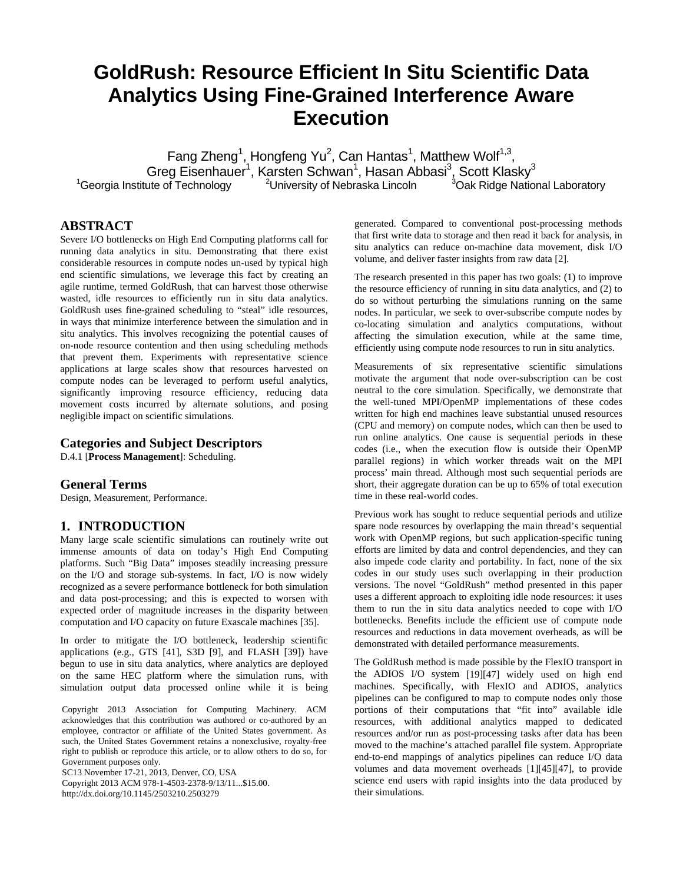# GoldRush: Resource Efficient In Situ Scientific Data Analytics Using Fine-Grained Interference Aware Execution

Fang Zheng[1], Hongfeng Yu[2], Can Hantas[1], Matthew Wolf[1,3], Greg Eisenhauer[1], Karsten Schwan[1], Hasan Abbasi[3], Scott Klasky[3]

[1]Georgia Institute of Technology [2]University of Nebraska Lincoln [3]Oak Ridge National Laboratory

## ABSTRACT

Severe I/O bottlenecks on High End Computing platforms call for running data analytics in situ. Demonstrating that there exist considerable resources in compute nodes un-used by typical high end scientific simulations, we leverage this fact by creating an agile runtime, termed GoldRush, that can harvest those otherwise wasted, idle resources to efficiently run in situ data analytics. GoldRush uses fine-grained scheduling to "steal" idle resources, in ways that minimize interference between the simulation and in situ analytics. This involves recognizing the potential causes of on-node resource contention and then using scheduling methods that prevent them. Experiments with representative science applications at large scales show that resources harvested on compute nodes can be leveraged to perform useful analytics, significantly improving resource efficiency, reducing data movement costs incurred by alternate solutions, and posing negligible impact on scientific simulations.

## Categories and Subject Descriptors

D.4.1 [**Process Management**]: Scheduling.

## General Terms

Design, Measurement, Performance.

## 1. INTRODUCTION

Many large scale scientific simulations can routinely write out immense amounts of data on today's High End Computing platforms. Such "Big Data" imposes steadily increasing pressure on the I/O and storage sub-systems. In fact, I/O is now widely recognized as a severe performance bottleneck for both simulation and data post-processing; and this is expected to worsen with expected order of magnitude increases in the disparity between computation and I/O capacity on future Exascale machines [35].

In order to mitigate the I/O bottleneck, leadership scientific applications (e.g., GTS [41], S3D [9], and FLASH [39]) have begun to use in situ data analytics, where analytics are deployed on the same HEC platform where the simulation runs, with simulation output data processed online while it is being generated. Compared to conventional post-processing methods that first write data to storage and then read it back for analysis, in situ analytics can reduce on-machine data movement, disk I/O volume, and deliver faster insights from raw data [2].

The research presented in this paper has two goals: (1) to improve the resource efficiency of running in situ data analytics, and (2) to do so without perturbing the simulations running on the same nodes. In particular, we seek to over-subscribe compute nodes by co-locating simulation and analytics computations, without affecting the simulation execution, while at the same time, efficiently using compute node resources to run in situ analytics.

Measurements of six representative scientific simulations motivate the argument that node over-subscription can be cost neutral to the core simulation. Specifically, we demonstrate that the well-tuned MPI/OpenMP implementations of these codes written for high end machines leave substantial unused resources (CPU and memory) on compute nodes, which can then be used to run online analytics. One cause is sequential periods in these codes (i.e., when the execution flow is outside their OpenMP parallel regions) in which worker threads wait on the MPI process' main thread. Although most such sequential periods are short, their aggregate duration can be up to 65% of total execution time in these real-world codes.

Previous work has sought to reduce sequential periods and utilize spare node resources by overlapping the main thread's sequential work with OpenMP regions, but such application-specific tuning efforts are limited by data and control dependencies, and they can also impede code clarity and portability. In fact, none of the six codes in our study uses such overlapping in their production versions. The novel "GoldRush" method presented in this paper uses a different approach to exploiting idle node resources: it uses them to run the in situ data analytics needed to cope with I/O bottlenecks. Benefits include the efficient use of compute node resources and reductions in data movement overheads, as will be demonstrated with detailed performance measurements.

The GoldRush method is made possible by the FlexIO transport in the ADIOS I/O system [19][47] widely used on high end machines. Specifically, with FlexIO and ADIOS, analytics pipelines can be configured to map to compute nodes only those portions of their computations that "fit into" available idle resources, with additional analytics mapped to dedicated resources and/or run as post-processing tasks after data has been moved to the machine's attached parallel file system. Appropriate end-to-end mappings of analytics pipelines can reduce I/O data volumes and data movement overheads [1][45][47], to provide science end users with rapid insights into the data produced by their simulations.

Copyright 2013 Association for Computing Machinery. ACM acknowledges that this contribution was authored or co-authored by an employee, contractor or affiliate of the United States government. As such, the United States Government retains a nonexclusive, royalty-free right to publish or reproduce this article, or to allow others to do so, for Government purposes only.

SC13 November 17-21, 2013, Denver, CO, USA

Copyright 2013 ACM 978-1-4503-2378-9/13/11...$15.00.

http://dx.doi.org/10.1145/2503210.2503279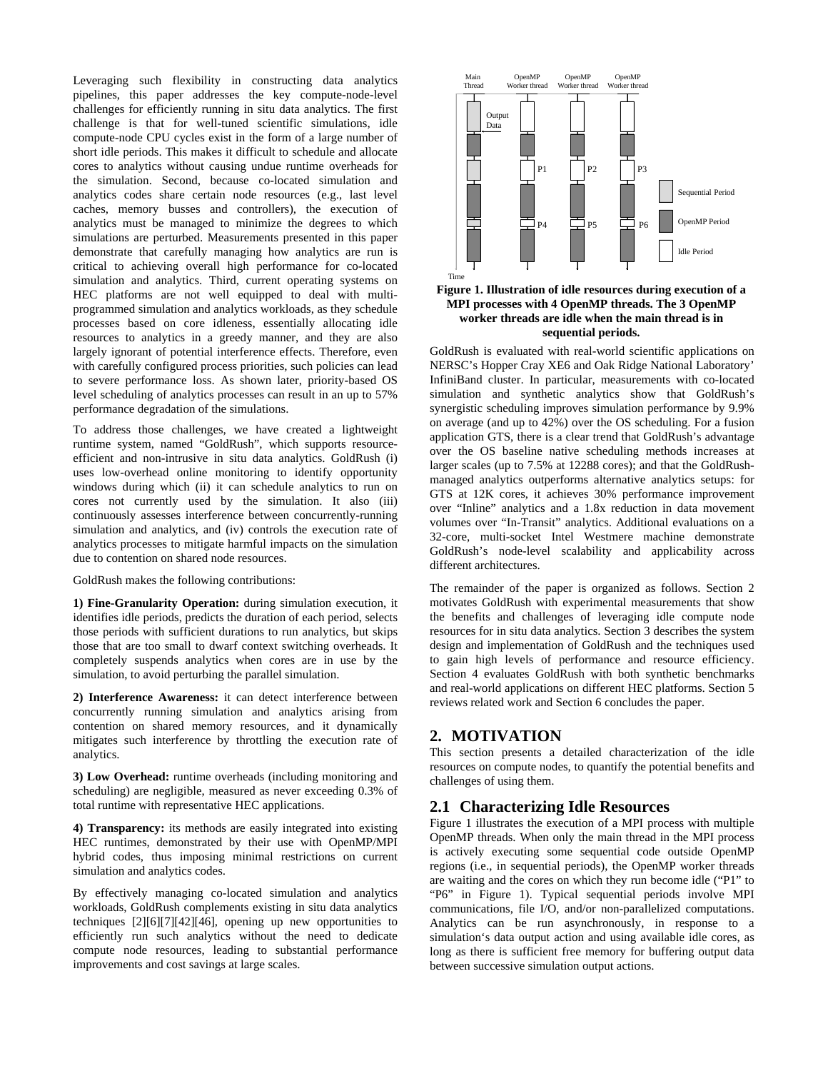Leveraging such flexibility in constructing data analytics pipelines, this paper addresses the key compute-node-level challenges for efficiently running in situ data analytics. The first challenge is that for well-tuned scientific simulations, idle compute-node CPU cycles exist in the form of a large number of short idle periods. This makes it difficult to schedule and allocate cores to analytics without causing undue runtime overheads for the simulation. Second, because co-located simulation and analytics codes share certain node resources (e.g., last level caches, memory busses and controllers), the execution of analytics must be managed to minimize the degrees to which simulations are perturbed. Measurements presented in this paper demonstrate that carefully managing how analytics are run is critical to achieving overall high performance for co-located simulation and analytics. Third, current operating systems on HEC platforms are not well equipped to deal with multi-programmed simulation and analytics workloads, as they schedule processes based on core idleness, essentially allocating idle resources to analytics in a greedy manner, and they are also largely ignorant of potential interference effects. Therefore, even with carefully configured process priorities, such policies can lead to severe performance loss. As shown later, priority-based OS level scheduling of analytics processes can result in an up to 57% performance degradation of the simulations.

To address those challenges, we have created a lightweight runtime system, named "GoldRush", which supports resource-efficient and non-intrusive in situ data analytics. GoldRush (i) uses low-overhead online monitoring to identify opportunity windows during which (ii) it can schedule analytics to run on cores not currently used by the simulation. It also (iii) continuously assesses interference between concurrently-running simulation and analytics, and (iv) controls the execution rate of analytics processes to mitigate harmful impacts on the simulation due to contention on shared node resources.

GoldRush makes the following contributions:

**1) Fine-Granularity Operation:** during simulation execution, it identifies idle periods, predicts the duration of each period, selects those periods with sufficient durations to run analytics, but skips those that are too small to dwarf context switching overheads. It completely suspends analytics when cores are in use by the simulation, to avoid perturbing the parallel simulation.

**2) Interference Awareness:** it can detect interference between concurrently running simulation and analytics arising from contention on shared memory resources, and it dynamically mitigates such interference by throttling the execution rate of analytics.

**3) Low Overhead:** runtime overheads (including monitoring and scheduling) are negligible, measured as never exceeding 0.3% of total runtime with representative HEC applications.

**4) Transparency:** its methods are easily integrated into existing HEC runtimes, demonstrated by their use with OpenMP/MPI hybrid codes, thus imposing minimal restrictions on current simulation and analytics codes.

By effectively managing co-located simulation and analytics workloads, GoldRush complements existing in situ data analytics techniques [2][6][7][42][46], opening up new opportunities to efficiently run such analytics without the need to dedicate compute node resources, leading to substantial performance improvements and cost savings at large scales.

**Figure 1. Illustration of idle resources during execution of a MPI processes with 4 OpenMP threads. The 3 OpenMP worker threads are idle when the main thread is in sequential periods.**

GoldRush is evaluated with real-world scientific applications on NERSC's Hopper Cray XE6 and Oak Ridge National Laboratory' InfiniBand cluster. In particular, measurements with co-located simulation and synthetic analytics show that GoldRush's synergistic scheduling improves simulation performance by 9.9% on average (and up to 42%) over the OS scheduling. For a fusion application GTS, there is a clear trend that GoldRush's advantage over the OS baseline native scheduling methods increases at larger scales (up to 7.5% at 12288 cores); and that the GoldRush-managed analytics outperforms alternative analytics setups: for GTS at 12K cores, it achieves 30% performance improvement over "Inline" analytics and a 1.8x reduction in data movement volumes over "In-Transit" analytics. Additional evaluations on a 32-core, multi-socket Intel Westmere machine demonstrate GoldRush's node-level scalability and applicability across different architectures.

The remainder of the paper is organized as follows. Section 2 motivates GoldRush with experimental measurements that show the benefits and challenges of leveraging idle compute node resources for in situ data analytics. Section 3 describes the system design and implementation of GoldRush and the techniques used to gain high levels of performance and resource efficiency. Section 4 evaluates GoldRush with both synthetic benchmarks and real-world applications on different HEC platforms. Section 5 reviews related work and Section 6 concludes the paper.

## 2. MOTIVATION

This section presents a detailed characterization of the idle resources on compute nodes, to quantify the potential benefits and challenges of using them.

### 2.1 Characterizing Idle Resources

Figure 1 illustrates the execution of a MPI process with multiple OpenMP threads. When only the main thread in the MPI process is actively executing some sequential code outside OpenMP regions (i.e., in sequential periods), the OpenMP worker threads are waiting and the cores on which they run become idle ("P1" to "P6" in Figure 1). Typical sequential periods involve MPI communications, file I/O, and/or non-parallelized computations. Analytics can be run asynchronously, in response to a simulation's data output action and using available idle cores, as long as there is sufficient free memory for buffering output data between successive simulation output actions.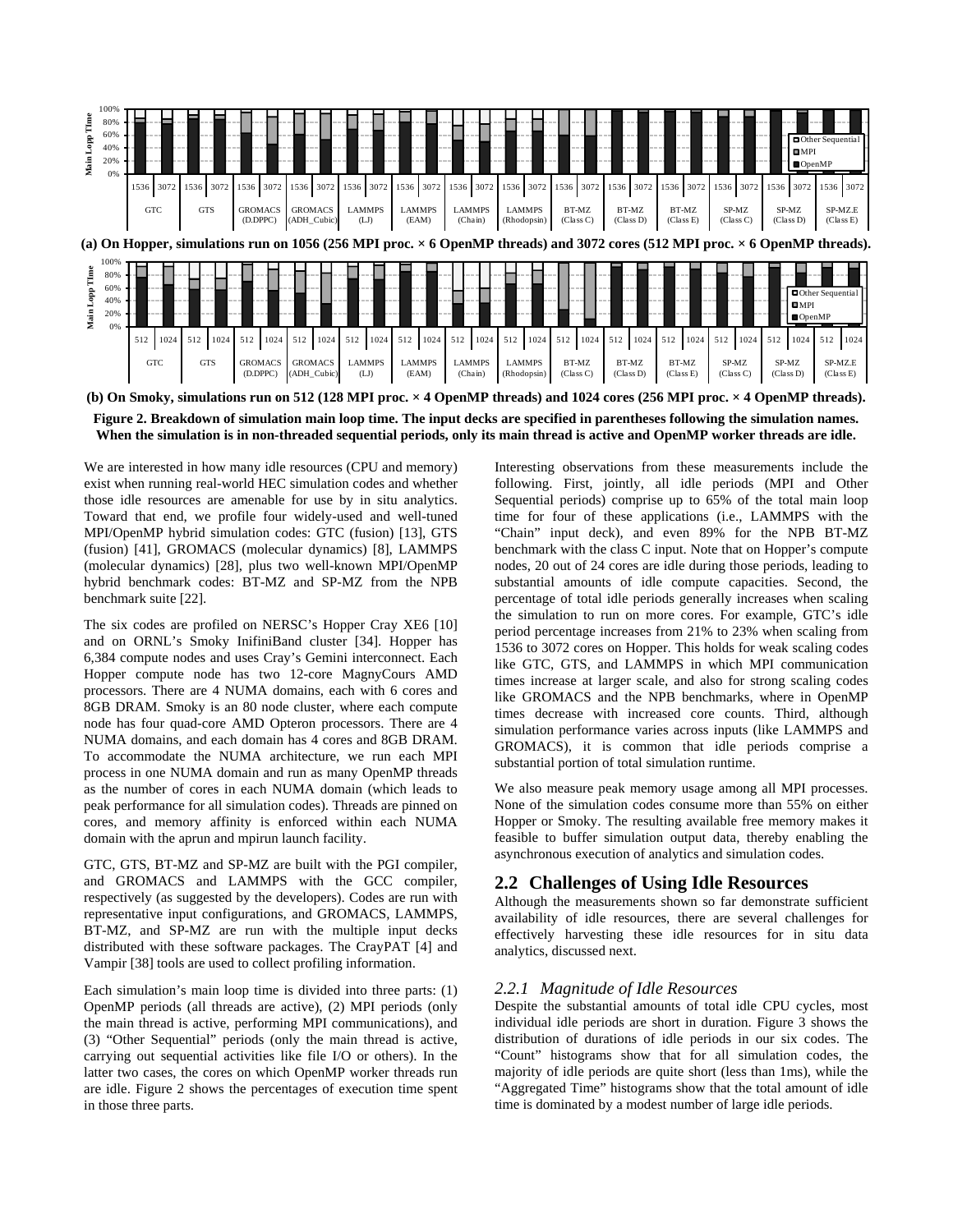(a) On Hopper, simulations run on 1056 (256 MPI proc. × 6 OpenMP threads) and 3072 cores (512 MPI proc. × 6 OpenMP threads).

(b) On Smoky, simulations run on 512 (128 MPI proc. × 4 OpenMP threads) and 1024 cores (256 MPI proc. × 4 OpenMP threads).

**Figure 2. Breakdown of simulation main loop time. The input decks are specified in parentheses following the simulation names. When the simulation is in non-threaded sequential periods, only its main thread is active and OpenMP worker threads are idle.**

We are interested in how many idle resources (CPU and memory) exist when running real-world HEC simulation codes and whether those idle resources are amenable for use by in situ analytics. Toward that end, we profile four widely-used and well-tuned MPI/OpenMP hybrid simulation codes: GTC (fusion) [13], GTS (fusion) [41], GROMACS (molecular dynamics) [8], LAMMPS (molecular dynamics) [28], plus two well-known MPI/OpenMP hybrid benchmark codes: BT-MZ and SP-MZ from the NPB benchmark suite [22].

The six codes are profiled on NERSC's Hopper Cray XE6 [10] and on ORNL's Smoky InifiniBand cluster [34]. Hopper has 6,384 compute nodes and uses Cray's Gemini interconnect. Each Hopper compute node has two 12-core MagnyCours AMD processors. There are 4 NUMA domains, each with 6 cores and 8GB DRAM. Smoky is an 80 node cluster, where each compute node has four quad-core AMD Opteron processors. There are 4 NUMA domains, and each domain has 4 cores and 8GB DRAM. To accommodate the NUMA architecture, we run each MPI process in one NUMA domain and run as many OpenMP threads as the number of cores in each NUMA domain (which leads to peak performance for all simulation codes). Threads are pinned on cores, and memory affinity is enforced within each NUMA domain with the aprun and mpirun launch facility.

GTC, GTS, BT-MZ and SP-MZ are built with the PGI compiler, and GROMACS and LAMMPS with the GCC compiler, respectively (as suggested by the developers). Codes are run with representative input configurations, and GROMACS, LAMMPS, BT-MZ, and SP-MZ are run with the multiple input decks distributed with these software packages. The CrayPAT [4] and Vampir [38] tools are used to collect profiling information.

Each simulation's main loop time is divided into three parts: (1) OpenMP periods (all threads are active), (2) MPI periods (only the main thread is active, performing MPI communications), and (3) "Other Sequential" periods (only the main thread is active, carrying out sequential activities like file I/O or others). In the latter two cases, the cores on which OpenMP worker threads run are idle. Figure 2 shows the percentages of execution time spent in those three parts.

Interesting observations from these measurements include the following. First, jointly, all idle periods (MPI and Other Sequential periods) comprise up to 65% of the total main loop time for four of these applications (i.e., LAMMPS with the "Chain" input deck), and even 89% for the NPB BT-MZ benchmark with the class C input. Note that on Hopper's compute nodes, 20 out of 24 cores are idle during those periods, leading to substantial amounts of idle compute capacities. Second, the percentage of total idle periods generally increases when scaling the simulation to run on more cores. For example, GTC's idle period percentage increases from 21% to 23% when scaling from 1536 to 3072 cores on Hopper. This holds for weak scaling codes like GTC, GTS, and LAMMPS in which MPI communication times increase at larger scale, and also for strong scaling codes like GROMACS and the NPB benchmarks, where in OpenMP times decrease with increased core counts. Third, although simulation performance varies across inputs (like LAMMPS and GROMACS), it is common that idle periods comprise a substantial portion of total simulation runtime.

We also measure peak memory usage among all MPI processes. None of the simulation codes consume more than 55% on either Hopper or Smoky. The resulting available free memory makes it feasible to buffer simulation output data, thereby enabling the asynchronous execution of analytics and simulation codes.

## 2.2 Challenges of Using Idle Resources

Although the measurements shown so far demonstrate sufficient availability of idle resources, there are several challenges for effectively harvesting these idle resources for in situ data analytics, discussed next.

### *2.2.1 Magnitude of Idle Resources*

Despite the substantial amounts of total idle CPU cycles, most individual idle periods are short in duration. Figure 3 shows the distribution of durations of idle periods in our six codes. The "Count" histograms show that for all simulation codes, the majority of idle periods are quite short (less than 1ms), while the "Aggregated Time" histograms show that the total amount of idle time is dominated by a modest number of large idle periods.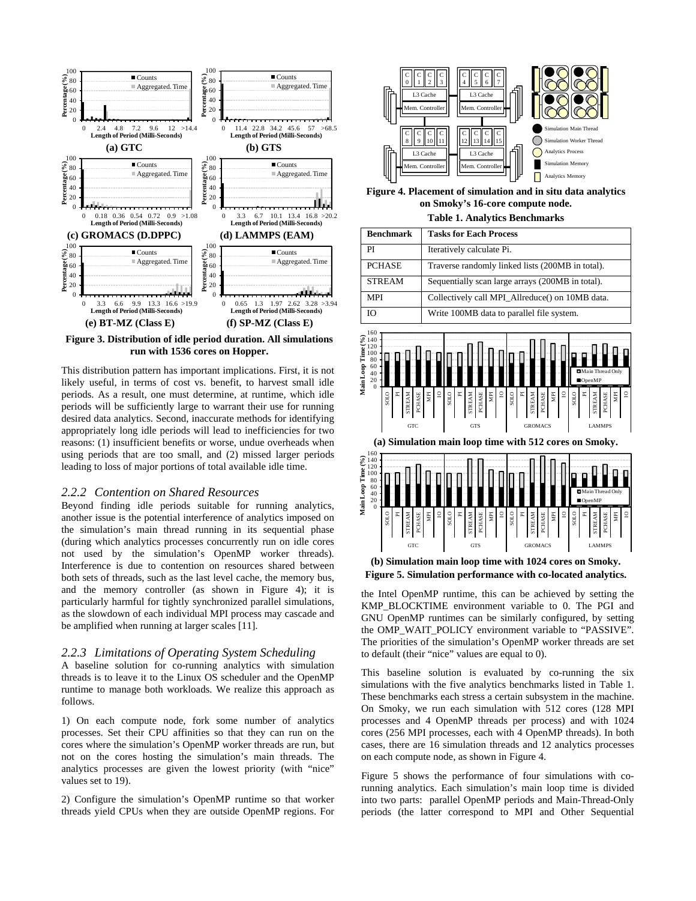Figure 3. Distribution of idle period duration. All simulations run with 1536 cores on Hopper.

This distribution pattern has important implications. First, it is not likely useful, in terms of cost vs. benefit, to harvest small idle periods. As a result, one must determine, at runtime, which idle periods will be sufficiently large to warrant their use for running desired data analytics. Second, inaccurate methods for identifying appropriately long idle periods will lead to inefficiencies for two reasons: (1) insufficient benefits or worse, undue overheads when using periods that are too small, and (2) missed larger periods leading to loss of major portions of total available idle time.

### *2.2.2 Contention on Shared Resources*

Beyond finding idle periods suitable for running analytics, another issue is the potential interference of analytics imposed on the simulation's main thread running in its sequential phase (during which analytics processes concurrently run on idle cores not used by the simulation's OpenMP worker threads). Interference is due to contention on resources shared between both sets of threads, such as the last level cache, the memory bus, and the memory controller (as shown in Figure 4); it is particularly harmful for tightly synchronized parallel simulations, as the slowdown of each individual MPI process may cascade and be amplified when running at larger scales [11].

### *2.2.3 Limitations of Operating System Scheduling*

A baseline solution for co-running analytics with simulation threads is to leave it to the Linux OS scheduler and the OpenMP runtime to manage both workloads. We realize this approach as follows.

1) On each compute node, fork some number of analytics processes. Set their CPU affinities so that they can run on the cores where the simulation's OpenMP worker threads are run, but not on the cores hosting the simulation's main threads. The analytics processes are given the lowest priority (with "nice" values set to 19).

2) Configure the simulation's OpenMP runtime so that worker threads yield CPUs when they are outside OpenMP regions. For the Intel OpenMP runtime, this can be achieved by setting the KMP_BLOCKTIME environment variable to 0. The PGI and GNU OpenMP runtimes can be similarly configured, by setting the OMP_WAIT_POLICY environment variable to "PASSIVE". The priorities of the simulation's OpenMP worker threads are set to default (their "nice" values are equal to 0).

Figure 4. Placement of simulation and in situ data analytics on Smoky's 16-core compute node.

Table 1. Analytics Benchmarks

| Benchmark | Tasks for Each Process |
|---|---|
| PI | Iteratively calculate Pi. |
| PCHASE | Traverse randomly linked lists (200MB in total). |
| STREAM | Sequentially scan large arrays (200MB in total). |
| MPI | Collectively call MPI_Allreduce() on 10MB data. |
| IO | Write 100MB data to parallel file system. |

(a) Simulation main loop time with 512 cores on Smoky.

(b) Simulation main loop time with 1024 cores on Smoky.

Figure 5. Simulation performance with co-located analytics.

This baseline solution is evaluated by co-running the six simulations with the five analytics benchmarks listed in Table 1. These benchmarks each stress a certain subsystem in the machine. On Smoky, we run each simulation with 512 cores (128 MPI processes and 4 OpenMP threads per process) and with 1024 cores (256 MPI processes, each with 4 OpenMP threads). In both cases, there are 16 simulation threads and 12 analytics processes on each compute node, as shown in Figure 4.

Figure 5 shows the performance of four simulations with co-running analytics. Each simulation's main loop time is divided into two parts: parallel OpenMP periods and Main-Thread-Only periods (the latter correspond to MPI and Other Sequential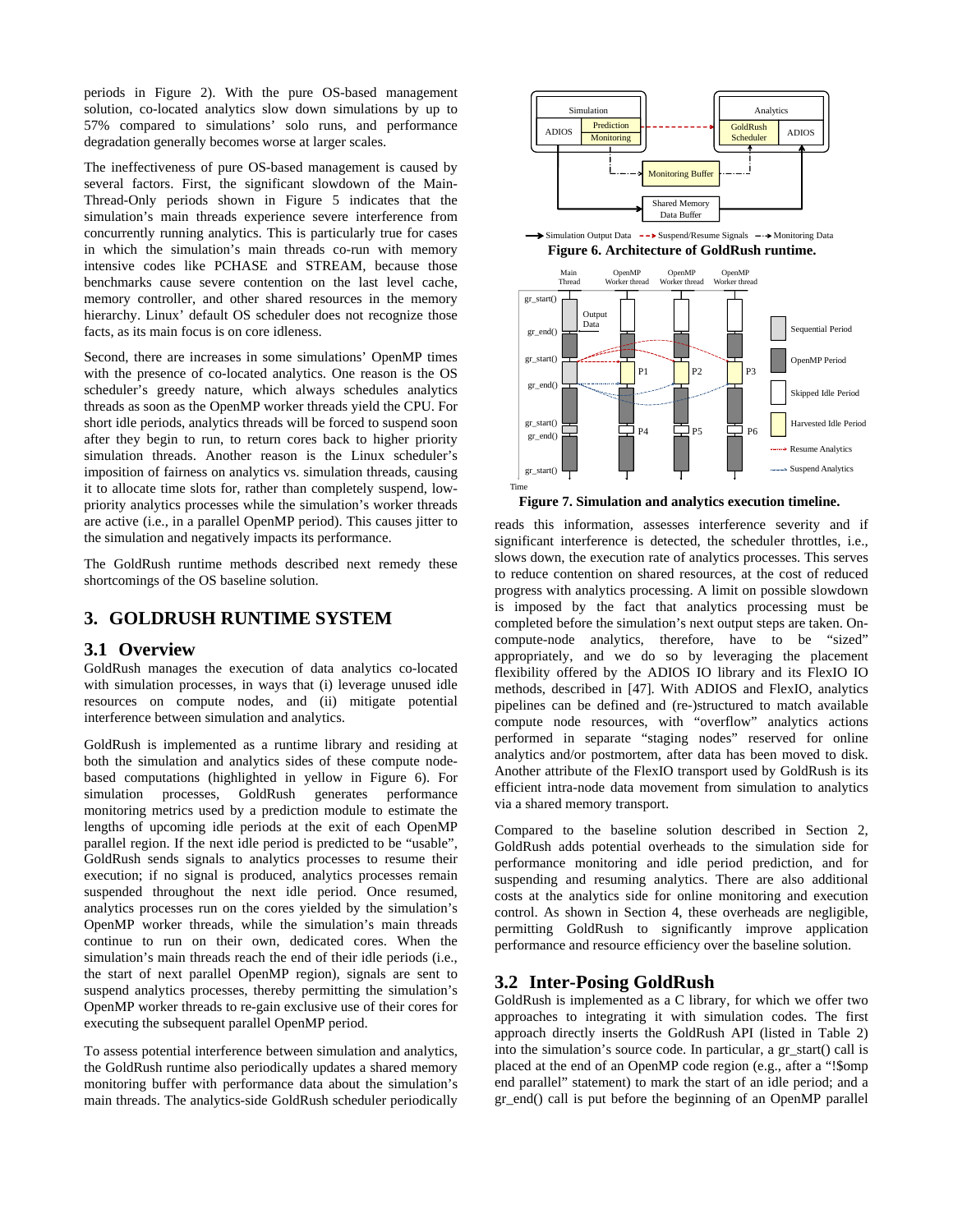periods in Figure 2). With the pure OS-based management solution, co-located analytics slow down simulations by up to 57% compared to simulations' solo runs, and performance degradation generally becomes worse at larger scales.

The ineffectiveness of pure OS-based management is caused by several factors. First, the significant slowdown of the Main-Thread-Only periods shown in Figure 5 indicates that the simulation's main threads experience severe interference from concurrently running analytics. This is particularly true for cases in which the simulation's main threads co-run with memory intensive codes like PCHASE and STREAM, because those benchmarks cause severe contention on the last level cache, memory controller, and other shared resources in the memory hierarchy. Linux' default OS scheduler does not recognize those facts, as its main focus is on core idleness.

Second, there are increases in some simulations' OpenMP times with the presence of co-located analytics. One reason is the OS scheduler's greedy nature, which always schedules analytics threads as soon as the OpenMP worker threads yield the CPU. For short idle periods, analytics threads will be forced to suspend soon after they begin to run, to return cores back to higher priority simulation threads. Another reason is the Linux scheduler's imposition of fairness on analytics vs. simulation threads, causing it to allocate time slots for, rather than completely suspend, low-priority analytics processes while the simulation's worker threads are active (i.e., in a parallel OpenMP period). This causes jitter to the simulation and negatively impacts its performance.

The GoldRush runtime methods described next remedy these shortcomings of the OS baseline solution.

## 3. GOLDRUSH RUNTIME SYSTEM

### 3.1 Overview

GoldRush manages the execution of data analytics co-located with simulation processes, in ways that (i) leverage unused idle resources on compute nodes, and (ii) mitigate potential interference between simulation and analytics.

GoldRush is implemented as a runtime library and residing at both the simulation and analytics sides of these compute node-based computations (highlighted in yellow in Figure 6). For simulation processes, GoldRush generates performance monitoring metrics used by a prediction module to estimate the lengths of upcoming idle periods at the exit of each OpenMP parallel region. If the next idle period is predicted to be "usable", GoldRush sends signals to analytics processes to resume their execution; if no signal is produced, analytics processes remain suspended throughout the next idle period. Once resumed, analytics processes run on the cores yielded by the simulation's OpenMP worker threads, while the simulation's main threads continue to run on their own, dedicated cores. When the simulation's main threads reach the end of their idle periods (i.e., the start of next parallel OpenMP region), signals are sent to suspend analytics processes, thereby permitting the simulation's OpenMP worker threads to re-gain exclusive use of their cores for executing the subsequent parallel OpenMP period.

To assess potential interference between simulation and analytics, the GoldRush runtime also periodically updates a shared memory monitoring buffer with performance data about the simulation's main threads. The analytics-side GoldRush scheduler periodically reads this information, assesses interference severity and if significant interference is detected, the scheduler throttles, i.e., slows down, the execution rate of analytics processes. This serves to reduce contention on shared resources, at the cost of reduced progress with analytics processing. A limit on possible slowdown is imposed by the fact that analytics processing must be completed before the simulation's next output steps are taken. On-compute-node analytics, therefore, have to be "sized" appropriately, and we do so by leveraging the placement flexibility offered by the ADIOS IO library and its FlexIO IO methods, described in [47]. With ADIOS and FlexIO, analytics pipelines can be defined and (re-)structured to match available compute node resources, with "overflow" analytics actions performed in separate "staging nodes" reserved for online analytics and/or postmortem, after data has been moved to disk. Another attribute of the FlexIO transport used by GoldRush is its efficient intra-node data movement from simulation to analytics via a shared memory transport.

**Figure 6. Architecture of GoldRush runtime.**

**Figure 7. Simulation and analytics execution timeline.**

Compared to the baseline solution described in Section 2, GoldRush adds potential overheads to the simulation side for performance monitoring and idle period prediction, and for suspending and resuming analytics. There are also additional costs at the analytics side for online monitoring and execution control. As shown in Section 4, these overheads are negligible, permitting GoldRush to significantly improve application performance and resource efficiency over the baseline solution.

### 3.2 Inter-Posing GoldRush

GoldRush is implemented as a C library, for which we offer two approaches to integrating it with simulation codes. The first approach directly inserts the GoldRush API (listed in Table 2) into the simulation's source code. In particular, a gr_start() call is placed at the end of an OpenMP code region (e.g., after a "!$omp end parallel" statement) to mark the start of an idle period; and a gr_end() call is put before the beginning of an OpenMP parallel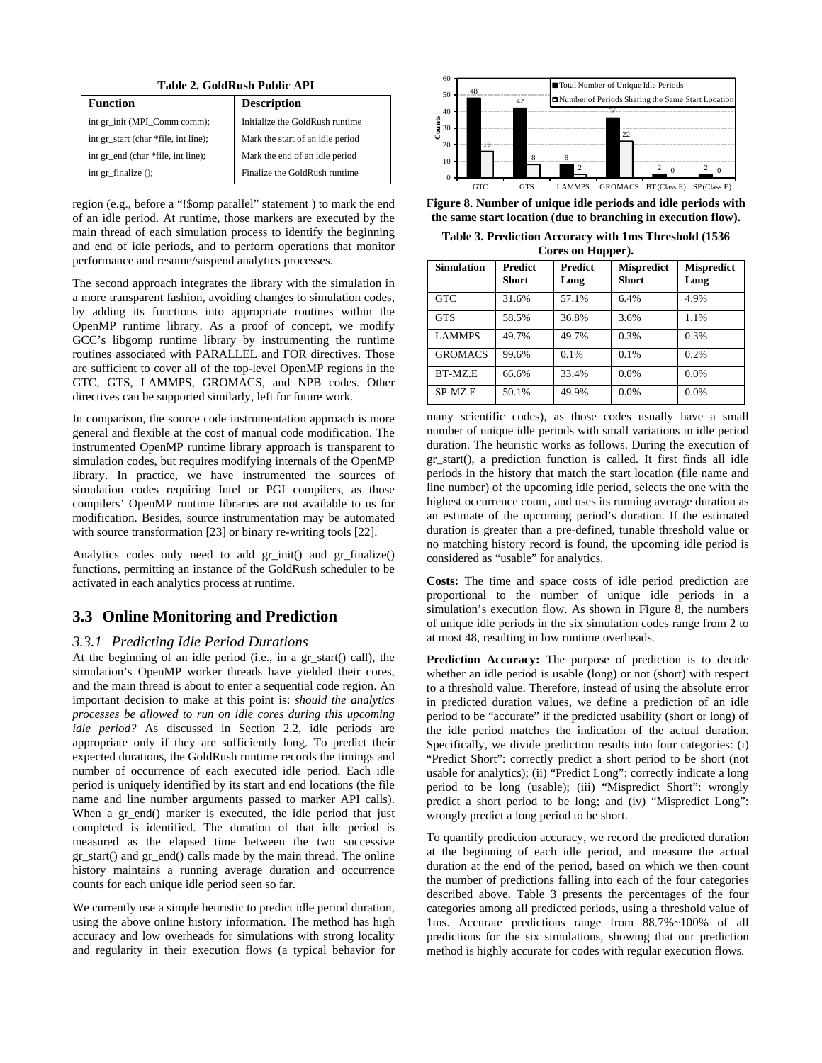**Table 2. GoldRush Public API**

| Function | Description |
|---|---|
| int gr_init (MPI_Comm comm); | Initialize the GoldRush runtime |
| int gr_start (char *file, int line); | Mark the start of an idle period |
| int gr_end (char *file, int line); | Mark the end of an idle period |
| int gr_finalize (); | Finalize the GoldRush runtime |

region (e.g., before a "!$omp parallel" statement ) to mark the end of an idle period. At runtime, those markers are executed by the main thread of each simulation process to identify the beginning and end of idle periods, and to perform operations that monitor performance and resume/suspend analytics processes.

The second approach integrates the library with the simulation in a more transparent fashion, avoiding changes to simulation codes, by adding its functions into appropriate routines within the OpenMP runtime library. As a proof of concept, we modify GCC's libgomp runtime library by instrumenting the runtime routines associated with PARALLEL and FOR directives. Those are sufficient to cover all of the top-level OpenMP regions in the GTC, GTS, LAMMPS, GROMACS, and NPB codes. Other directives can be supported similarly, left for future work.

In comparison, the source code instrumentation approach is more general and flexible at the cost of manual code modification. The instrumented OpenMP runtime library approach is transparent to simulation codes, but requires modifying internals of the OpenMP library. In practice, we have instrumented the sources of simulation codes requiring Intel or PGI compilers, as those compilers' OpenMP runtime libraries are not available to us for modification. Besides, source instrumentation may be automated with source transformation [23] or binary re-writing tools [22].

Analytics codes only need to add gr_init() and gr_finalize() functions, permitting an instance of the GoldRush scheduler to be activated in each analytics process at runtime.

## 3.3 Online Monitoring and Prediction

### *3.3.1 Predicting Idle Period Durations*

At the beginning of an idle period (i.e., in a gr_start() call), the simulation's OpenMP worker threads have yielded their cores, and the main thread is about to enter a sequential code region. An important decision to make at this point is: *should the analytics processes be allowed to run on idle cores during this upcoming idle period?* As discussed in Section 2.2, idle periods are appropriate only if they are sufficiently long. To predict their expected durations, the GoldRush runtime records the timings and number of occurrence of each executed idle period. Each idle period is uniquely identified by its start and end locations (the file name and line number arguments passed to marker API calls). When a gr_end() marker is executed, the idle period that just completed is identified. The duration of that idle period is measured as the elapsed time between the two successive gr_start() and gr_end() calls made by the main thread. The online history maintains a running average duration and occurrence counts for each unique idle period seen so far.

We currently use a simple heuristic to predict idle period duration, using the above online history information. The method has high accuracy and low overheads for simulations with strong locality and regularity in their execution flows (a typical behavior for many scientific codes), as those codes usually have a small number of unique idle periods with small variations in idle period duration. The heuristic works as follows. During the execution of gr_start(), a prediction function is called. It first finds all idle periods in the history that match the start location (file name and line number) of the upcoming idle period, selects the one with the highest occurrence count, and uses its running average duration as an estimate of the upcoming period's duration. If the estimated duration is greater than a pre-defined, tunable threshold value or no matching history record is found, the upcoming idle period is considered as "usable" for analytics.

**Figure 8. Number of unique idle periods and idle periods with the same start location (due to branching in execution flow).**

| | GTC | GTS | LAMMPS | GROMACS | BT (Class E) | SP (Class E) |
|---|---|---|---|---|---|---|
| Total Number of Unique Idle Periods | 48 | 42 | 8 | 36 | 2 | 2 |
| Number of Periods Sharing the Same Start Location | 16 | 8 | 2 | 22 | 0 | 0 |

**Table 3. Prediction Accuracy with 1ms Threshold (1536 Cores on Hopper).**

| Simulation | Predict Short | Predict Long | Mispredict Short | Mispredict Long |
|---|---|---|---|---|
| GTC | 31.6% | 57.1% | 6.4% | 4.9% |
| GTS | 58.5% | 36.8% | 3.6% | 1.1% |
| LAMMPS | 49.7% | 49.7% | 0.3% | 0.3% |
| GROMACS | 99.6% | 0.1% | 0.1% | 0.2% |
| BT-MZ.E | 66.6% | 33.4% | 0.0% | 0.0% |
| SP-MZ.E | 50.1% | 49.9% | 0.0% | 0.0% |

**Costs:** The time and space costs of idle period prediction are proportional to the number of unique idle periods in a simulation's execution flow. As shown in Figure 8, the numbers of unique idle periods in the six simulation codes range from 2 to at most 48, resulting in low runtime overheads.

**Prediction Accuracy:** The purpose of prediction is to decide whether an idle period is usable (long) or not (short) with respect to a threshold value. Therefore, instead of using the absolute error in predicted duration values, we define a prediction of an idle period to be "accurate" if the predicted usability (short or long) of the idle period matches the indication of the actual duration. Specifically, we divide prediction results into four categories: (i) "Predict Short": correctly predict a short period to be short (not usable for analytics); (ii) "Predict Long": correctly indicate a long period to be long (usable); (iii) "Mispredict Short": wrongly predict a short period to be long; and (iv) "Mispredict Long": wrongly predict a long period to be short.

To quantify prediction accuracy, we record the predicted duration at the beginning of each idle period, and measure the actual duration at the end of the period, based on which we then count the number of predictions falling into each of the four categories described above. Table 3 presents the percentages of the four categories among all predicted periods, using a threshold value of 1ms. Accurate predictions range from 88.7%~100% of all predictions for the six simulations, showing that our prediction method is highly accurate for codes with regular execution flows.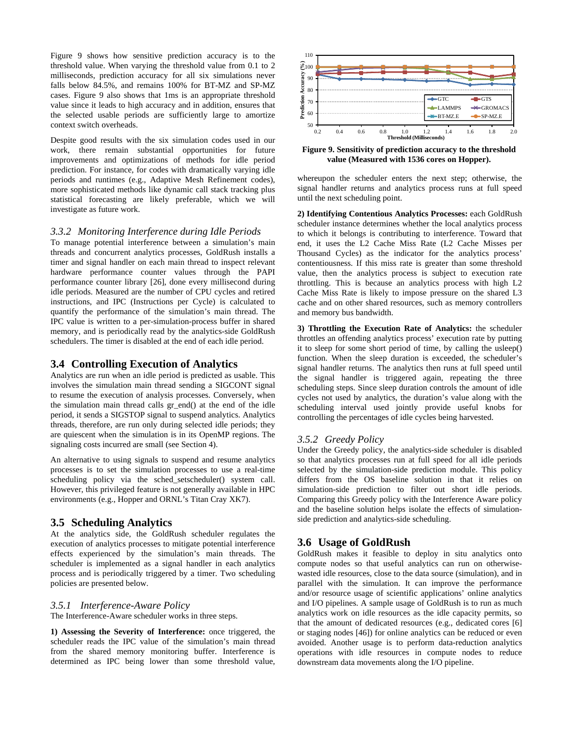Figure 9 shows how sensitive prediction accuracy is to the threshold value. When varying the threshold value from 0.1 to 2 milliseconds, prediction accuracy for all six simulations never falls below 84.5%, and remains 100% for BT-MZ and SP-MZ cases. Figure 9 also shows that 1ms is an appropriate threshold value since it leads to high accuracy and in addition, ensures that the selected usable periods are sufficiently large to amortize context switch overheads.

Despite good results with the six simulation codes used in our work, there remain substantial opportunities for future improvements and optimizations of methods for idle period prediction. For instance, for codes with dramatically varying idle periods and runtimes (e.g., Adaptive Mesh Refinement codes), more sophisticated methods like dynamic call stack tracking plus statistical forecasting are likely preferable, which we will investigate as future work.

### *3.3.2 Monitoring Interference during Idle Periods*

To manage potential interference between a simulation's main threads and concurrent analytics processes, GoldRush installs a timer and signal handler on each main thread to inspect relevant hardware performance counter values through the PAPI performance counter library [26], done every millisecond during idle periods. Measured are the number of CPU cycles and retired instructions, and IPC (Instructions per Cycle) is calculated to quantify the performance of the simulation's main thread. The IPC value is written to a per-simulation-process buffer in shared memory, and is periodically read by the analytics-side GoldRush schedulers. The timer is disabled at the end of each idle period.

## 3.4 Controlling Execution of Analytics

Analytics are run when an idle period is predicted as usable. This involves the simulation main thread sending a SIGCONT signal to resume the execution of analysis processes. Conversely, when the simulation main thread calls gr_end() at the end of the idle period, it sends a SIGSTOP signal to suspend analytics. Analytics threads, therefore, are run only during selected idle periods; they are quiescent when the simulation is in its OpenMP regions. The signaling costs incurred are small (see Section 4).

An alternative to using signals to suspend and resume analytics processes is to set the simulation processes to use a real-time scheduling policy via the sched_setscheduler() system call. However, this privileged feature is not generally available in HPC environments (e.g., Hopper and ORNL's Titan Cray XK7).

## 3.5 Scheduling Analytics

At the analytics side, the GoldRush scheduler regulates the execution of analytics processes to mitigate potential interference effects experienced by the simulation's main threads. The scheduler is implemented as a signal handler in each analytics process and is periodically triggered by a timer. Two scheduling policies are presented below.

### *3.5.1 Interference-Aware Policy*

The Interference-Aware scheduler works in three steps.

**1) Assessing the Severity of Interference:** once triggered, the scheduler reads the IPC value of the simulation's main thread from the shared memory monitoring buffer. Interference is determined as IPC being lower than some threshold value, whereupon the scheduler enters the next step; otherwise, the signal handler returns and analytics process runs at full speed until the next scheduling point.

**Figure 9. Sensitivity of prediction accuracy to the threshold value (Measured with 1536 cores on Hopper).**

**2) Identifying Contentious Analytics Processes:** each GoldRush scheduler instance determines whether the local analytics process to which it belongs is contributing to interference. Toward that end, it uses the L2 Cache Miss Rate (L2 Cache Misses per Thousand Cycles) as the indicator for the analytics process' contentiousness. If this miss rate is greater than some threshold value, then the analytics process is subject to execution rate throttling. This is because an analytics process with high L2 Cache Miss Rate is likely to impose pressure on the shared L3 cache and on other shared resources, such as memory controllers and memory bus bandwidth.

**3) Throttling the Execution Rate of Analytics:** the scheduler throttles an offending analytics process' execution rate by putting it to sleep for some short period of time, by calling the usleep() function. When the sleep duration is exceeded, the scheduler's signal handler returns. The analytics then runs at full speed until the signal handler is triggered again, repeating the three scheduling steps. Since sleep duration controls the amount of idle cycles not used by analytics, the duration's value along with the scheduling interval used jointly provide useful knobs for controlling the percentages of idle cycles being harvested.

### *3.5.2 Greedy Policy*

Under the Greedy policy, the analytics-side scheduler is disabled so that analytics processes run at full speed for all idle periods selected by the simulation-side prediction module. This policy differs from the OS baseline solution in that it relies on simulation-side prediction to filter out short idle periods. Comparing this Greedy policy with the Interference Aware policy and the baseline solution helps isolate the effects of simulation-side prediction and analytics-side scheduling.

## 3.6 Usage of GoldRush

GoldRush makes it feasible to deploy in situ analytics onto compute nodes so that useful analytics can run on otherwise-wasted idle resources, close to the data source (simulation), and in parallel with the simulation. It can improve the performance and/or resource usage of scientific applications' online analytics and I/O pipelines. A sample usage of GoldRush is to run as much analytics work on idle resources as the idle capacity permits, so that the amount of dedicated resources (e.g., dedicated cores [6] or staging nodes [46]) for online analytics can be reduced or even avoided. Another usage is to perform data-reduction analytics operations with idle resources in compute nodes to reduce downstream data movements along the I/O pipeline.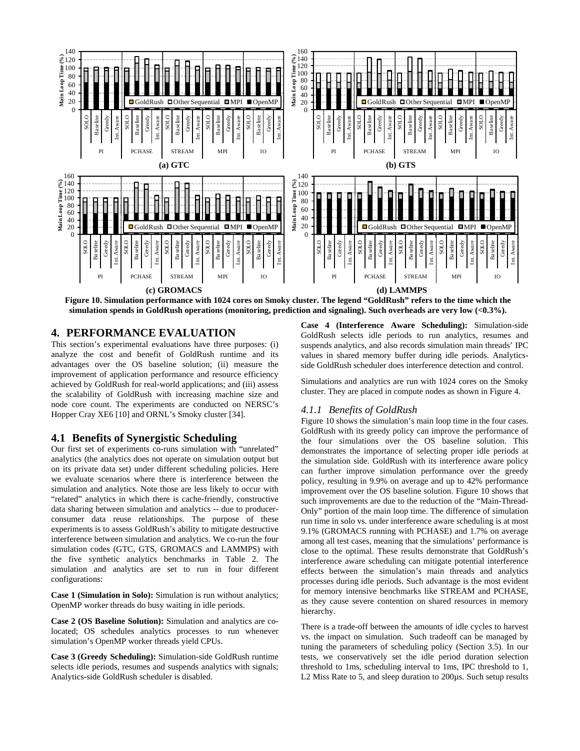Figure 10. Simulation performance with 1024 cores on Smoky cluster. The legend "GoldRush" refers to the time which the simulation spends in GoldRush operations (monitoring, prediction and signaling). Such overheads are very low (<0.3%).

## 4. PERFORMANCE EVALUATION

This section's experimental evaluations have three purposes: (i) analyze the cost and benefit of GoldRush runtime and its advantages over the OS baseline solution; (ii) measure the improvement of application performance and resource efficiency achieved by GoldRush for real-world applications; and (iii) assess the scalability of GoldRush with increasing machine size and node core count. The experiments are conducted on NERSC's Hopper Cray XE6 [10] and ORNL's Smoky cluster [34].

### 4.1 Benefits of Synergistic Scheduling

Our first set of experiments co-runs simulation with "unrelated" analytics (the analytics does not operate on simulation output but on its private data set) under different scheduling policies. Here we evaluate scenarios where there is interference between the simulation and analytics. Note those are less likely to occur with "related" analytics in which there is cache-friendly, constructive data sharing between simulation and analytics -- due to producer-consumer data reuse relationships. The purpose of these experiments is to assess GoldRush's ability to mitigate destructive interference between simulation and analytics. We co-run the four simulation codes (GTC, GTS, GROMACS and LAMMPS) with the five synthetic analytics benchmarks in Table 2. The simulation and analytics are set to run in four different configurations:

**Case 1 (Simulation in Solo):** Simulation is run without analytics; OpenMP worker threads do busy waiting in idle periods.

**Case 2 (OS Baseline Solution):** Simulation and analytics are co-located; OS schedules analytics processes to run whenever simulation's OpenMP worker threads yield CPUs.

**Case 3 (Greedy Scheduling):** Simulation-side GoldRush runtime selects idle periods, resumes and suspends analytics with signals; Analytics-side GoldRush scheduler is disabled.

**Case 4 (Interference Aware Scheduling):** Simulation-side GoldRush selects idle periods to run analytics, resumes and suspends analytics, and also records simulation main threads' IPC values in shared memory buffer during idle periods. Analytics-side GoldRush scheduler does interference detection and control.

Simulations and analytics are run with 1024 cores on the Smoky cluster. They are placed in compute nodes as shown in Figure 4.

#### *4.1.1 Benefits of GoldRush*

Figure 10 shows the simulation's main loop time in the four cases. GoldRush with its greedy policy can improve the performance of the four simulations over the OS baseline solution. This demonstrates the importance of selecting proper idle periods at the simulation side. GoldRush with its interference aware policy can further improve simulation performance over the greedy policy, resulting in 9.9% on average and up to 42% performance improvement over the OS baseline solution. Figure 10 shows that such improvements are due to the reduction of the "Main-Thread-Only" portion of the main loop time. The difference of simulation run time in solo vs. under interference aware scheduling is at most 9.1% (GROMACS running with PCHASE) and 1.7% on average among all test cases, meaning that the simulations' performance is close to the optimal. These results demonstrate that GoldRush's interference aware scheduling can mitigate potential interference effects between the simulation's main threads and analytics processes during idle periods. Such advantage is the most evident for memory intensive benchmarks like STREAM and PCHASE, as they cause severe contention on shared resources in memory hierarchy.

There is a trade-off between the amounts of idle cycles to harvest vs. the impact on simulation. Such tradeoff can be managed by tuning the parameters of scheduling policy (Section 3.5). In our tests, we conservatively set the idle period duration selection threshold to 1ms, scheduling interval to 1ms, IPC threshold to 1, L2 Miss Rate to 5, and sleep duration to 200µs. Such setup results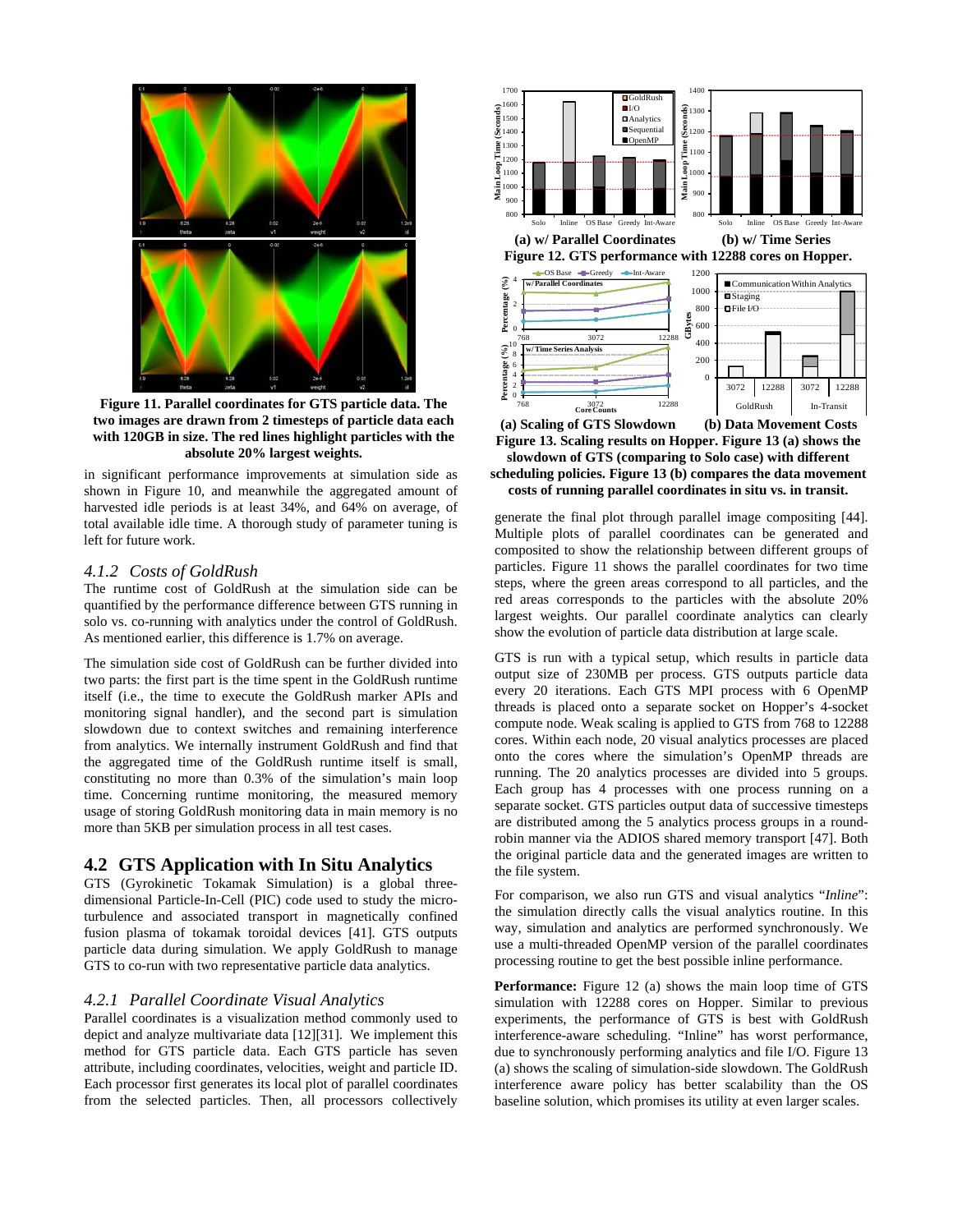**Figure 11. Parallel coordinates for GTS particle data. The two images are drawn from 2 timesteps of particle data each with 120GB in size. The red lines highlight particles with the absolute 20% largest weights.**

in significant performance improvements at simulation side as shown in Figure 10, and meanwhile the aggregated amount of harvested idle periods is at least 34%, and 64% on average, of total available idle time. A thorough study of parameter tuning is left for future work.

### *4.1.2 Costs of GoldRush*

The runtime cost of GoldRush at the simulation side can be quantified by the performance difference between GTS running in solo vs. co-running with analytics under the control of GoldRush. As mentioned earlier, this difference is 1.7% on average.

The simulation side cost of GoldRush can be further divided into two parts: the first part is the time spent in the GoldRush runtime itself (i.e., the time to execute the GoldRush marker APIs and monitoring signal handler), and the second part is simulation slowdown due to context switches and remaining interference from analytics. We internally instrument GoldRush and find that the aggregated time of the GoldRush runtime itself is small, constituting no more than 0.3% of the simulation's main loop time. Concerning runtime monitoring, the measured memory usage of storing GoldRush monitoring data in main memory is no more than 5KB per simulation process in all test cases.

## 4.2 GTS Application with In Situ Analytics

GTS (Gyrokinetic Tokamak Simulation) is a global three-dimensional Particle-In-Cell (PIC) code used to study the micro-turbulence and associated transport in magnetically confined fusion plasma of tokamak toroidal devices [41]. GTS outputs particle data during simulation. We apply GoldRush to manage GTS to co-run with two representative particle data analytics.

### *4.2.1 Parallel Coordinate Visual Analytics*

Parallel coordinates is a visualization method commonly used to depict and analyze multivariate data [12][31]. We implement this method for GTS particle data. Each GTS particle has seven attribute, including coordinates, velocities, weight and particle ID. Each processor first generates its local plot of parallel coordinates from the selected particles. Then, all processors collectively generate the final plot through parallel image compositing [44]. Multiple plots of parallel coordinates can be generated and composited to show the relationship between different groups of particles. Figure 11 shows the parallel coordinates for two time steps, where the green areas correspond to all particles, and the red areas corresponds to the particles with the absolute 20% largest weights. Our parallel coordinate analytics can clearly show the evolution of particle data distribution at large scale.

**(a) w/ Parallel Coordinates (b) w/ Time Series**

**Figure 12. GTS performance with 12288 cores on Hopper.**

**(a) Scaling of GTS Slowdown (b) Data Movement Costs**

**Figure 13. Scaling results on Hopper. Figure 13 (a) shows the slowdown of GTS (comparing to Solo case) with different scheduling policies. Figure 13 (b) compares the data movement costs of running parallel coordinates in situ vs. in transit.**

GTS is run with a typical setup, which results in particle data output size of 230MB per process. GTS outputs particle data every 20 iterations. Each GTS MPI process with 6 OpenMP threads is placed onto a separate socket on Hopper's 4-socket compute node. Weak scaling is applied to GTS from 768 to 12288 cores. Within each node, 20 visual analytics processes are placed onto the cores where the simulation's OpenMP threads are running. The 20 analytics processes are divided into 5 groups. Each group has 4 processes with one process running on a separate socket. GTS processes output data of successive timesteps are distributed among the 5 analytics process groups in a round-robin manner via the ADIOS shared memory transport [47]. Both the original particle data and the generated images are written to the file system.

For comparison, we also run GTS and visual analytics "*Inline*": the simulation directly calls the visual analytics routine. In this way, simulation and analytics are performed synchronously. We use a multi-threaded OpenMP version of the parallel coordinates processing routine to get the best possible inline performance.

**Performance:** Figure 12 (a) shows the main loop time of GTS simulation with 12288 cores on Hopper. Similar to previous experiments, the performance of GTS is best with GoldRush interference-aware scheduling. "Inline" has worst performance, due to synchronously performing analytics and file I/O. Figure 13 (a) shows the scaling of simulation-side slowdown. The GoldRush interference aware policy has better scalability than the OS baseline solution, which promises its utility at even larger scales.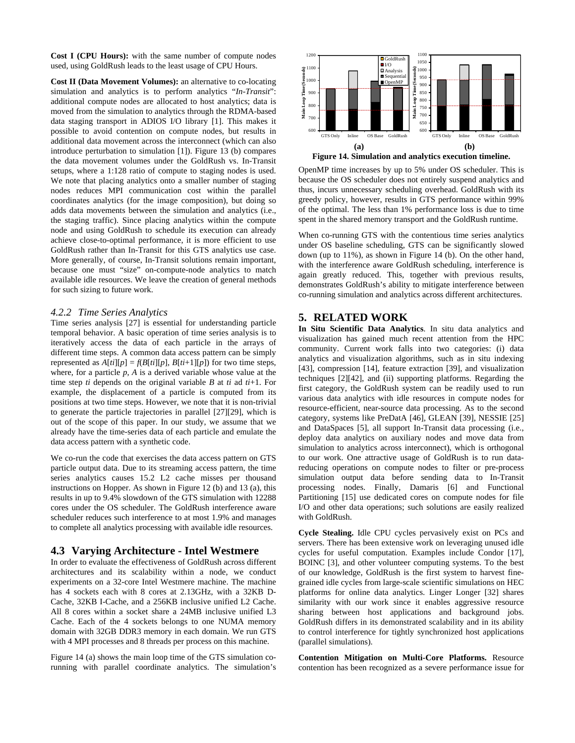**Cost I (CPU Hours):** with the same number of compute nodes used, using GoldRush leads to the least usage of CPU Hours.

**Cost II (Data Movement Volumes):** an alternative to co-locating simulation and analytics is to perform analytics "*In-Transit*": additional compute nodes are allocated to host analytics; data is moved from the simulation to analytics through the RDMA-based data staging transport in ADIOS I/O library [1]. This makes it possible to avoid contention on compute nodes, but results in additional data movement across the interconnect (which can also introduce perturbation to simulation [1]). Figure 13 (b) compares the data movement volumes under the GoldRush vs. In-Transit setups, where a 1:128 ratio of compute to staging nodes is used. We note that placing analytics onto a smaller number of staging nodes reduces MPI communication cost within the parallel coordinates analytics (for the image composition), but doing so adds data movements between the simulation and analytics (i.e., the staging traffic). Since placing analytics within the compute node and using GoldRush to schedule its execution can already achieve close-to-optimal performance, it is more efficient to use GoldRush rather than In-Transit for this GTS analytics use case. More generally, of course, In-Transit solutions remain important, because one must "size" on-compute-node analytics to match available idle resources. We leave the creation of general methods for such sizing to future work.

### 4.2.2 Time Series Analytics

Time series analysis [27] is essential for understanding particle temporal behavior. A basic operation of time series analysis is to iteratively access the data of each particle in the arrays of different time steps. A common data access pattern can be simply represented as $A[ti][p] = f(B[ti][p], B[ti+1][p])$ for two time steps, where, for a particle $p$, $A$ is a derived variable whose value at the time step $ti$ depends on the original variable $B$ at $ti$ ad $ti$+1. For example, the displacement of a particle is computed from its positions at two time steps. However, we note that it is non-trivial to generate the particle trajectories in parallel [27][29], which is out of the scope of this paper. In our study, we assume that we already have the time-series data of each particle and emulate the data access pattern with a synthetic code.

We co-run the code that exercises the data access pattern on GTS particle output data. Due to its streaming access pattern, the time series analytics causes 15.2 L2 cache misses per thousand instructions on Hopper. As shown in Figure 12 (b) and 13 (a), this results in up to 9.4% slowdown of the GTS simulation with 12288 cores under the OS scheduler. The GoldRush interference aware scheduler reduces such interference to at most 1.9% and manages to complete all analytics processing with available idle resources.

## 4.3 Varying Architecture - Intel Westmere

In order to evaluate the effectiveness of GoldRush across different architectures and its scalability within a node, we conduct experiments on a 32-core Intel Westmere machine. The machine has 4 sockets each with 8 cores at 2.13GHz, with a 32KB D-Cache, 32KB I-Cache, and a 256KB inclusive unified L2 Cache. All 8 cores within a socket share a 24MB inclusive unified L3 Cache. Each of the 4 sockets belongs to one NUMA memory domain with 32GB DDR3 memory in each domain. We run GTS with 4 MPI processes and 8 threads per process on this machine.

Figure 14 (a) shows the main loop time of the GTS simulation co-running with parallel coordinate analytics. The simulation's OpenMP time increases by up to 5% under OS scheduler. This is because the OS scheduler does not entirely suspend analytics and thus, incurs unnecessary scheduling overhead. GoldRush with its greedy policy, however, results in GTS performance within 99% of the optimal. The less than 1% performance loss is due to time spent in the shared memory transport and the GoldRush runtime.

**Figure 14. Simulation and analytics execution timeline.**

When co-running GTS with the contentious time series analytics under OS baseline scheduling, GTS can be significantly slowed down (up to 11%), as shown in Figure 14 (b). On the other hand, with the interference aware GoldRush scheduling, interference is again greatly reduced. This, together with previous results, demonstrates GoldRush's ability to mitigate interference between co-running simulation and analytics across different architectures.

# 5. RELATED WORK

**In Situ Scientific Data Analytics**. In situ data analytics and visualization has gained much recent attention from the HPC community. Current work falls into two categories: (i) data analytics and visualization algorithms, such as in situ indexing [43], compression [14], feature extraction [39], and visualization techniques [2][42], and (ii) supporting platforms. Regarding the first category, the GoldRush system can be readily used to run various data analytics with idle resources in compute nodes for resource-efficient, near-source data processing. As to the second category, systems like PreDatA [46], GLEAN [39], NESSIE [25] and DataSpaces [5], all support In-Transit data processing (i.e., deploy data analytics on auxiliary nodes and move data from simulation to analytics across interconnect), which is orthogonal to our work. One attractive usage of GoldRush is to run data-reducing operations on compute nodes to filter or pre-process simulation output data before sending data to In-Transit processing nodes. Finally, Damaris [6] and Functional Partitioning [15] use dedicated cores on compute nodes for file I/O and other data operations; such solutions are easily realized with GoldRush.

**Cycle Stealing.** Idle CPU cycles pervasively exist on PCs and servers. There has been extensive work on leveraging unused idle cycles for useful computation. Examples include Condor [17], BOINC [3], and other volunteer computing systems. To the best of our knowledge, GoldRush is the first system to harvest fine-grained idle cycles from large-scale scientific simulations on HEC platforms for online data analytics. Linger Longer [32] shares similarity with our work since it enables aggressive resource sharing between host applications and background jobs. GoldRush differs in its demonstrated scalability and in its ability to control interference for tightly synchronized host applications (parallel simulations).

**Contention Mitigation on Multi-Core Platforms.** Resource contention has been recognized as a severe performance issue for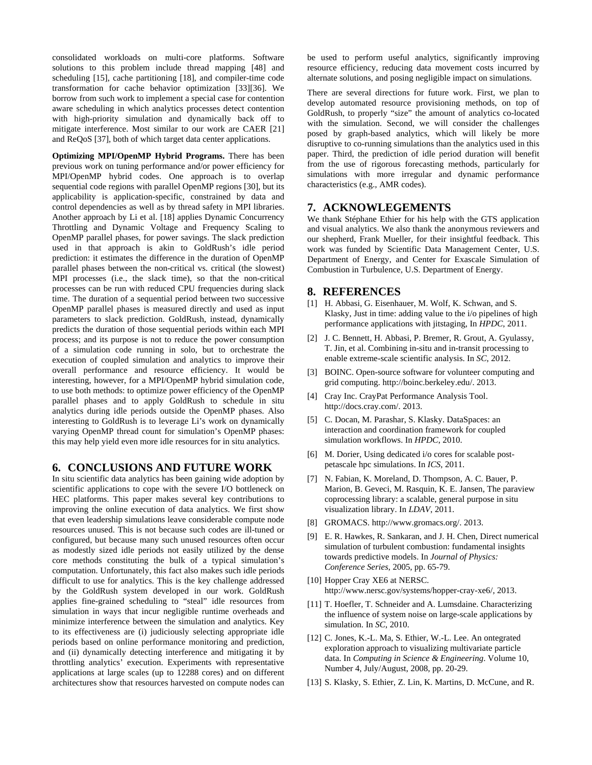consolidated workloads on multi-core platforms. Software solutions to this problem include thread mapping [48] and scheduling [15], cache partitioning [18], and compiler-time code transformation for cache behavior optimization [33][36]. We borrow from such work to implement a special case for contention aware scheduling in which analytics processes detect contention with high-priority simulation and dynamically back off to mitigate interference. Most similar to our work are CAER [21] and ReQoS [37], both of which target data center applications.

**Optimizing MPI/OpenMP Hybrid Programs.** There has been previous work on tuning performance and/or power efficiency for MPI/OpenMP hybrid codes. One approach is to overlap sequential code regions with parallel OpenMP regions [30], but its applicability is application-specific, constrained by data and control dependencies as well as by thread safety in MPI libraries. Another approach by Li et al. [18] applies Dynamic Concurrency Throttling and Dynamic Voltage and Frequency Scaling to OpenMP parallel phases, for power savings. The slack prediction used in that approach is akin to GoldRush's idle period prediction: it estimates the difference in the duration of OpenMP parallel phases between the non-critical vs. critical (the slowest) MPI processes (i.e., the slack time), so that the non-critical processes can be run with reduced CPU frequencies during slack time. The duration of a sequential period between two successive OpenMP parallel phases is measured directly and used as input parameters to slack prediction. GoldRush, instead, dynamically predicts the duration of those sequential periods within each MPI process; and its purpose is not to reduce the power consumption of a simulation code running in solo, but to orchestrate the execution of coupled simulation and analytics to improve their overall performance and resource efficiency. It would be interesting, however, for a MPI/OpenMP hybrid simulation code, to use both methods: to optimize power efficiency of the OpenMP parallel phases and to apply GoldRush to schedule in situ analytics during idle periods outside the OpenMP phases. Also interesting to GoldRush is to leverage Li's work on dynamically varying OpenMP thread count for simulation's OpenMP phases: this may help yield even more idle resources for in situ analytics.

## 6. CONCLUSIONS AND FUTURE WORK

In situ scientific data analytics has been gaining wide adoption by scientific applications to cope with the severe I/O bottleneck on HEC platforms. This paper makes several key contributions to improving the online execution of data analytics. We first show that even leadership simulations leave considerable compute node resources unused. This is not because such codes are ill-tuned or configured, but because many such unused resources often occur as modestly sized idle periods not easily utilized by the dense core methods constituting the bulk of a typical simulation's computation. Unfortunately, this fact also makes such idle periods difficult to use for analytics. This is the key challenge addressed by the GoldRush system developed in our work. GoldRush applies fine-grained scheduling to "steal" idle resources from simulation in ways that incur negligible runtime overheads and minimize interference between the simulation and analytics. Key to its effectiveness are (i) judiciously selecting appropriate idle periods based on online performance monitoring and prediction, and (ii) dynamically detecting interference and mitigating it by throttling analytics' execution. Experiments with representative applications at large scales (up to 12288 cores) and on different architectures show that resources harvested on compute nodes can be used to perform useful analytics, significantly improving resource efficiency, reducing data movement costs incurred by alternate solutions, and posing negligible impact on simulations.

There are several directions for future work. First, we plan to develop automated resource provisioning methods, on top of GoldRush, to properly "size" the amount of analytics co-located with the simulation. Second, we will consider the challenges posed by graph-based analytics, which will likely be more disruptive to co-running simulations than the analytics used in this paper. Third, the prediction of idle period duration will benefit from the use of rigorous forecasting methods, particularly for simulations with more irregular and dynamic performance characteristics (e.g., AMR codes).

## 7. ACKNOWLEGEMENTS

We thank Stéphane Ethier for his help with the GTS application and visual analytics. We also thank the anonymous reviewers and our shepherd, Frank Mueller, for their insightful feedback. This work was funded by Scientific Data Management Center, U.S. Department of Energy, and Center for Exascale Simulation of Combustion in Turbulence, U.S. Department of Energy.

## 8. REFERENCES

[1] H. Abbasi, G. Eisenhauer, M. Wolf, K. Schwan, and S. Klasky, Just in time: adding value to the i/o pipelines of high performance applications with jitstaging, In *HPDC*, 2011.

[2] J. C. Bennett, H. Abbasi, P. Bremer, R. Grout, A. Gyulassy, T. Jin, et al. Combining in-situ and in-transit processing to enable extreme-scale scientific analysis. In *SC*, 2012.

[3] BOINC. Open-source software for volunteer computing and grid computing. http://boinc.berkeley.edu/. 2013.

[4] Cray Inc. CrayPat Performance Analysis Tool. http://docs.cray.com/. 2013.

[5] C. Docan, M. Parashar, S. Klasky. DataSpaces: an interaction and coordination framework for coupled simulation workflows. In *HPDC*, 2010.

[6] M. Dorier, Using dedicated i/o cores for scalable post-petascale hpc simulations. In *ICS*, 2011.

[7] N. Fabian, K. Moreland, D. Thompson, A. C. Bauer, P. Marion, B. Geveci, M. Rasquin, K. E. Jansen, The paraview coprocessing library: a scalable, general purpose in situ visualization library. In *LDAV*, 2011.

[8] GROMACS. http://www.gromacs.org/. 2013.

[9] E. R. Hawkes, R. Sankaran, and J. H. Chen, Direct numerical simulation of turbulent combustion: fundamental insights towards predictive models. In *Journal of Physics: Conference Series*, 2005, pp. 65-79.

[10] Hopper Cray XE6 at NERSC. http://www.nersc.gov/systems/hopper-cray-xe6/, 2013.

[11] T. Hoefler, T. Schneider and A. Lumsdaine. Characterizing the influence of system noise on large-scale applications by simulation. In *SC*, 2010.

[12] C. Jones, K.-L. Ma, S. Ethier, W.-L. Lee. An ontegrated exploration approach to visualizing multivariate particle data. In *Computing in Science & Engineering*. Volume 10, Number 4, July/August, 2008, pp. 20-29.

[13] S. Klasky, S. Ethier, Z. Lin, K. Martins, D. McCune, and R.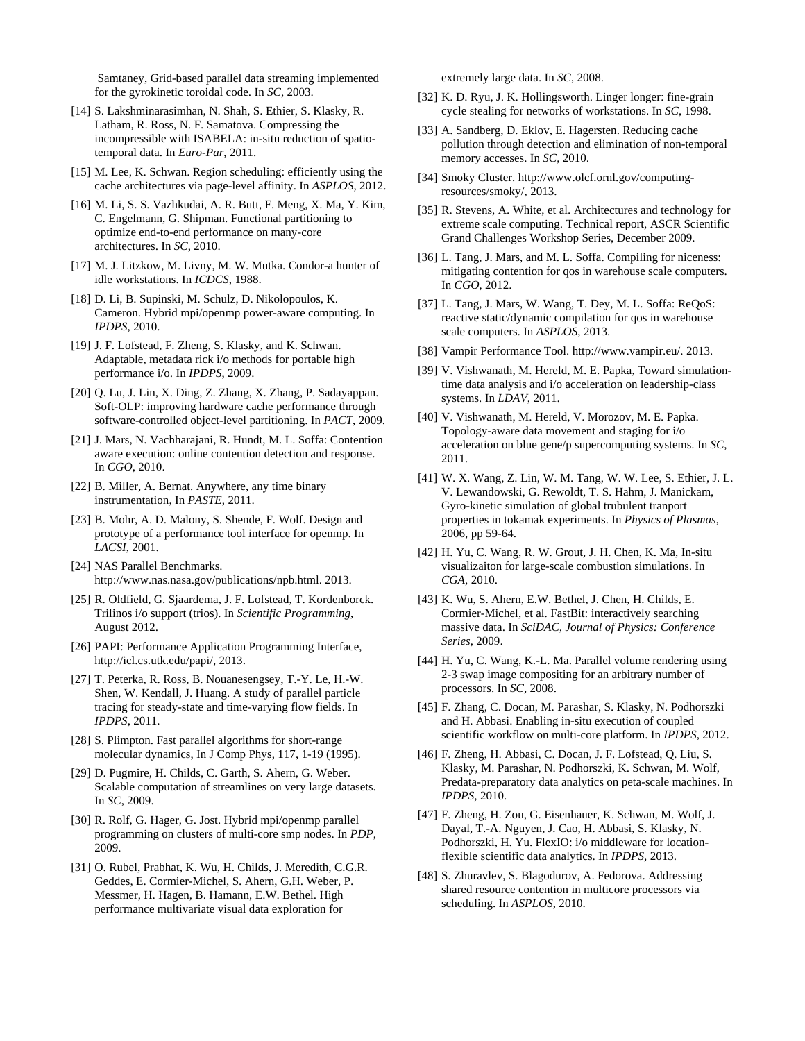Samtaney, Grid-based parallel data streaming implemented for the gyrokinetic toroidal code. In *SC*, 2003.

[14] S. Lakshminarasimhan, N. Shah, S. Ethier, S. Klasky, R. Latham, R. Ross, N. F. Samatova. Compressing the incompressible with ISABELA: in-situ reduction of spatio-temporal data. In *Euro-Par*, 2011.

[15] M. Lee, K. Schwan. Region scheduling: efficiently using the cache architectures via page-level affinity. In *ASPLOS*, 2012.

[16] M. Li, S. S. Vazhkudai, A. R. Butt, F. Meng, X. Ma, Y. Kim, C. Engelmann, G. Shipman. Functional partitioning to optimize end-to-end performance on many-core architectures. In *SC*, 2010.

[17] M. J. Litzkow, M. Livny, M. W. Mutka. Condor-a hunter of idle workstations. In *ICDCS*, 1988.

[18] D. Li, B. Supinski, M. Schulz, D. Nikolopoulos, K. Cameron. Hybrid mpi/openmp power-aware computing. In *IPDPS*, 2010.

[19] J. F. Lofstead, F. Zheng, S. Klasky, and K. Schwan. Adaptable, metadata rick i/o methods for portable high performance i/o. In *IPDPS*, 2009.

[20] Q. Lu, J. Lin, X. Ding, Z. Zhang, X. Zhang, P. Sadayappan. Soft-OLP: improving hardware cache performance through software-controlled object-level partitioning. In *PACT*, 2009.

[21] J. Mars, N. Vachharajani, R. Hundt, M. L. Soffa: Contention aware execution: online contention detection and response. In *CGO*, 2010.

[22] B. Miller, A. Bernat. Anywhere, any time binary instrumentation, In *PASTE*, 2011.

[23] B. Mohr, A. D. Malony, S. Shende, F. Wolf. Design and prototype of a performance tool interface for openmp. In *LACSI*, 2001.

[24] NAS Parallel Benchmarks. http://www.nas.nasa.gov/publications/npb.html. 2013.

[25] R. Oldfield, G. Sjaardema, J. F. Lofstead, T. Kordenborck. Trilinos i/o support (trios). In *Scientific Programming*, August 2012.

[26] PAPI: Performance Application Programming Interface, http://icl.cs.utk.edu/papi/, 2013.

[27] T. Peterka, R. Ross, B. Nouanesengsey, T.-Y. Le, H.-W. Shen, W. Kendall, J. Huang. A study of parallel particle tracing for steady-state and time-varying flow fields. In *IPDPS*, 2011.

[28] S. Plimpton. Fast parallel algorithms for short-range molecular dynamics, In J Comp Phys, 117, 1-19 (1995).

[29] D. Pugmire, H. Childs, C. Garth, S. Ahern, G. Weber. Scalable computation of streamlines on very large datasets. In *SC*, 2009.

[30] R. Rolf, G. Hager, G. Jost. Hybrid mpi/openmp parallel programming on clusters of multi-core smp nodes. In *PDP*, 2009.

[31] O. Rubel, Prabhat, K. Wu, H. Childs, J. Meredith, C.G.R. Geddes, E. Cormier-Michel, S. Ahern, G.H. Weber, P. Messmer, H. Hagen, B. Hamann, E.W. Bethel. High performance multivariate visual data exploration for extremely large data. In *SC*, 2008.

[32] K. D. Ryu, J. K. Hollingsworth. Linger longer: fine-grain cycle stealing for networks of workstations. In *SC*, 1998.

[33] A. Sandberg, D. Eklov, E. Hagersten. Reducing cache pollution through detection and elimination of non-temporal memory accesses. In *SC*, 2010.

[34] Smoky Cluster. http://www.olcf.ornl.gov/computing-resources/smoky/, 2013.

[35] R. Stevens, A. White, et al. Architectures and technology for extreme scale computing. Technical report, ASCR Scientific Grand Challenges Workshop Series, December 2009.

[36] L. Tang, J. Mars, and M. L. Soffa. Compiling for niceness: mitigating contention for qos in warehouse scale computers. In *CGO*, 2012.

[37] L. Tang, J. Mars, W. Wang, T. Dey, M. L. Soffa: ReQoS: reactive static/dynamic compilation for qos in warehouse scale computers. In *ASPLOS*, 2013.

[38] Vampir Performance Tool. http://www.vampir.eu/. 2013.

[39] V. Vishwanath, M. Hereld, M. E. Papka, Toward simulation-time data analysis and i/o acceleration on leadership-class systems. In *LDAV*, 2011.

[40] V. Vishwanath, M. Hereld, V. Morozov, M. E. Papka. Topology-aware data movement and staging for i/o acceleration on blue gene/p supercomputing systems. In *SC*, 2011.

[41] W. X. Wang, Z. Lin, W. M. Tang, W. W. Lee, S. Ethier, J. L. V. Lewandowski, G. Rewoldt, T. S. Hahm, J. Manickam, Gyro-kinetic simulation of global trubulent tranport properties in tokamak experiments. In *Physics of Plasmas*, 2006, pp 59-64.

[42] H. Yu, C. Wang, R. W. Grout, J. H. Chen, K. Ma, In-situ visualizaiton for large-scale combustion simulations. In *CGA*, 2010.

[43] K. Wu, S. Ahern, E.W. Bethel, J. Chen, H. Childs, E. Cormier-Michel, et al. FastBit: interactively searching massive data. In *SciDAC, Journal of Physics: Conference Series*, 2009.

[44] H. Yu, C. Wang, K.-L. Ma. Parallel volume rendering using 2-3 swap image compositing for an arbitrary number of processors. In *SC*, 2008.

[45] F. Zhang, C. Docan, M. Parashar, S. Klasky, N. Podhorszki and H. Abbasi. Enabling in-situ execution of coupled scientific workflow on multi-core platform. In *IPDPS*, 2012.

[46] F. Zheng, H. Abbasi, C. Docan, J. F. Lofstead, Q. Liu, S. Klasky, M. Parashar, N. Podhorszki, K. Schwan, M. Wolf, Predata-preparatory data analytics on peta-scale machines. In *IPDPS*, 2010.

[47] F. Zheng, H. Zou, G. Eisenhauer, K. Schwan, M. Wolf, J. Dayal, T.-A. Nguyen, J. Cao, H. Abbasi, S. Klasky, N. Podhorszki, H. Yu. FlexIO: i/o middleware for location-flexible scientific data analytics. In *IPDPS*, 2013.

[48] S. Zhuravlev, S. Blagodurov, A. Fedorova. Addressing shared resource contention in multicore processors via scheduling. In *ASPLOS*, 2010.